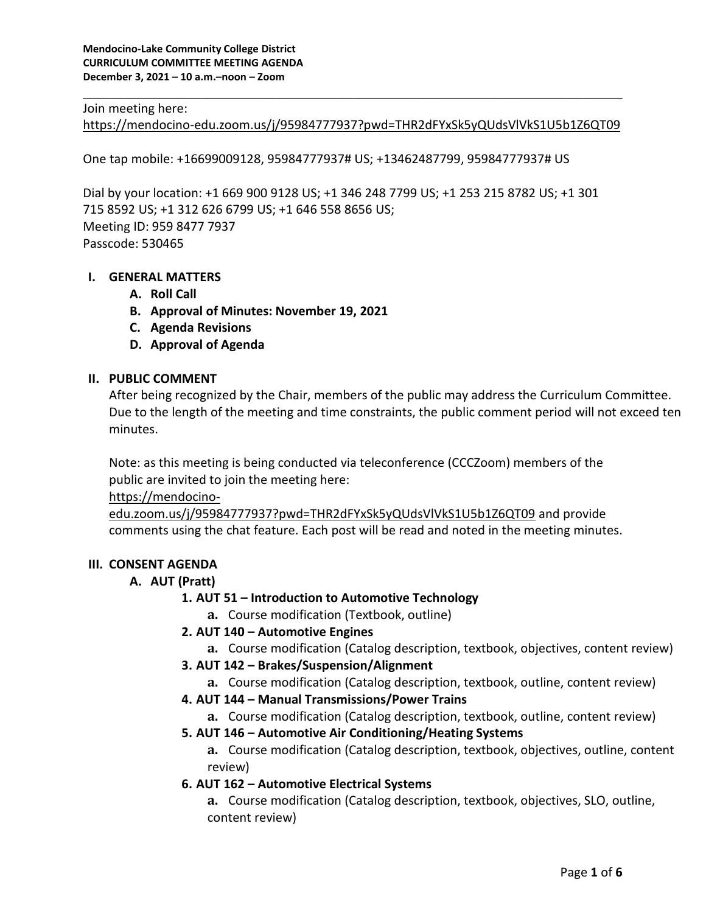**Mendocino-Lake Community College District**
**CURRICULUM COMMITTEE MEETING AGENDA**
**December 3, 2021 – 10 a.m.–noon – Zoom**

---

Join meeting here:
https://mendocino-edu.zoom.us/j/95984777937?pwd=THR2dFYxSk5yQUdsVlVkS1U5b1Z6QT09

One tap mobile: +16699009128, 95984777937# US; +13462487799, 95984777937# US

Dial by your location: +1 669 900 9128 US; +1 346 248 7799 US; +1 253 215 8782 US; +1 301 715 8592 US; +1 312 626 6799 US; +1 646 558 8656 US;
Meeting ID: 959 8477 7937
Passcode: 530465

## I. GENERAL MATTERS

- **A. Roll Call**
- **B. Approval of Minutes: November 19, 2021**
- **C. Agenda Revisions**
- **D. Approval of Agenda**

## II. PUBLIC COMMENT

After being recognized by the Chair, members of the public may address the Curriculum Committee. Due to the length of the meeting and time constraints, the public comment period will not exceed ten minutes.

Note: as this meeting is being conducted via teleconference (CCCZoom) members of the public are invited to join the meeting here: https://mendocino-edu.zoom.us/j/95984777937?pwd=THR2dFYxSk5yQUdsVlVkS1U5b1Z6QT09 and provide comments using the chat feature. Each post will be read and noted in the meeting minutes.

## III. CONSENT AGENDA

**A. AUT (Pratt)**

1. **AUT 51 – Introduction to Automotive Technology**
   - **a.** Course modification (Textbook, outline)
2. **AUT 140 – Automotive Engines**
   - **a.** Course modification (Catalog description, textbook, objectives, content review)
3. **AUT 142 – Brakes/Suspension/Alignment**
   - **a.** Course modification (Catalog description, textbook, outline, content review)
4. **AUT 144 – Manual Transmissions/Power Trains**
   - **a.** Course modification (Catalog description, textbook, outline, content review)
5. **AUT 146 – Automotive Air Conditioning/Heating Systems**
   - **a.** Course modification (Catalog description, textbook, objectives, outline, content review)
6. **AUT 162 – Automotive Electrical Systems**
   - **a.** Course modification (Catalog description, textbook, objectives, SLO, outline, content review)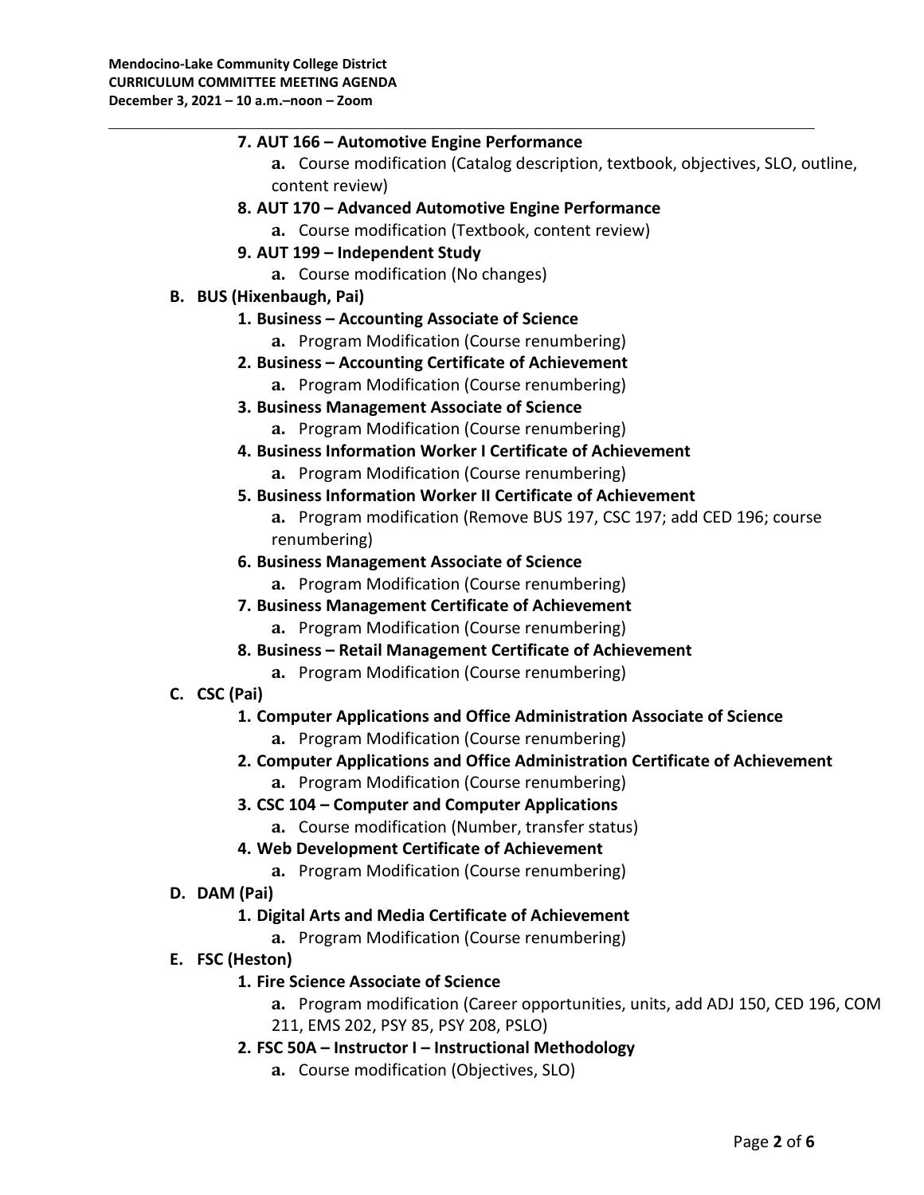7. **AUT 166 – Automotive Engine Performance**
    - **a.** Course modification (Catalog description, textbook, objectives, SLO, outline, content review)
8. **AUT 170 – Advanced Automotive Engine Performance**
    - **a.** Course modification (Textbook, content review)
9. **AUT 199 – Independent Study**
    - **a.** Course modification (No changes)

**B. BUS (Hixenbaugh, Pai)**

1. **Business – Accounting Associate of Science**
    - **a.** Program Modification (Course renumbering)
2. **Business – Accounting Certificate of Achievement**
    - **a.** Program Modification (Course renumbering)
3. **Business Management Associate of Science**
    - **a.** Program Modification (Course renumbering)
4. **Business Information Worker I Certificate of Achievement**
    - **a.** Program Modification (Course renumbering)
5. **Business Information Worker II Certificate of Achievement**
    - **a.** Program modification (Remove BUS 197, CSC 197; add CED 196; course renumbering)
6. **Business Management Associate of Science**
    - **a.** Program Modification (Course renumbering)
7. **Business Management Certificate of Achievement**
    - **a.** Program Modification (Course renumbering)
8. **Business – Retail Management Certificate of Achievement**
    - **a.** Program Modification (Course renumbering)

**C. CSC (Pai)**

1. **Computer Applications and Office Administration Associate of Science**
    - **a.** Program Modification (Course renumbering)
2. **Computer Applications and Office Administration Certificate of Achievement**
    - **a.** Program Modification (Course renumbering)
3. **CSC 104 – Computer and Computer Applications**
    - **a.** Course modification (Number, transfer status)
4. **Web Development Certificate of Achievement**
    - **a.** Program Modification (Course renumbering)

**D. DAM (Pai)**

1. **Digital Arts and Media Certificate of Achievement**
    - **a.** Program Modification (Course renumbering)

**E. FSC (Heston)**

1. **Fire Science Associate of Science**
    - **a.** Program modification (Career opportunities, units, add ADJ 150, CED 196, COM 211, EMS 202, PSY 85, PSY 208, PSLO)
2. **FSC 50A – Instructor I – Instructional Methodology**
    - **a.** Course modification (Objectives, SLO)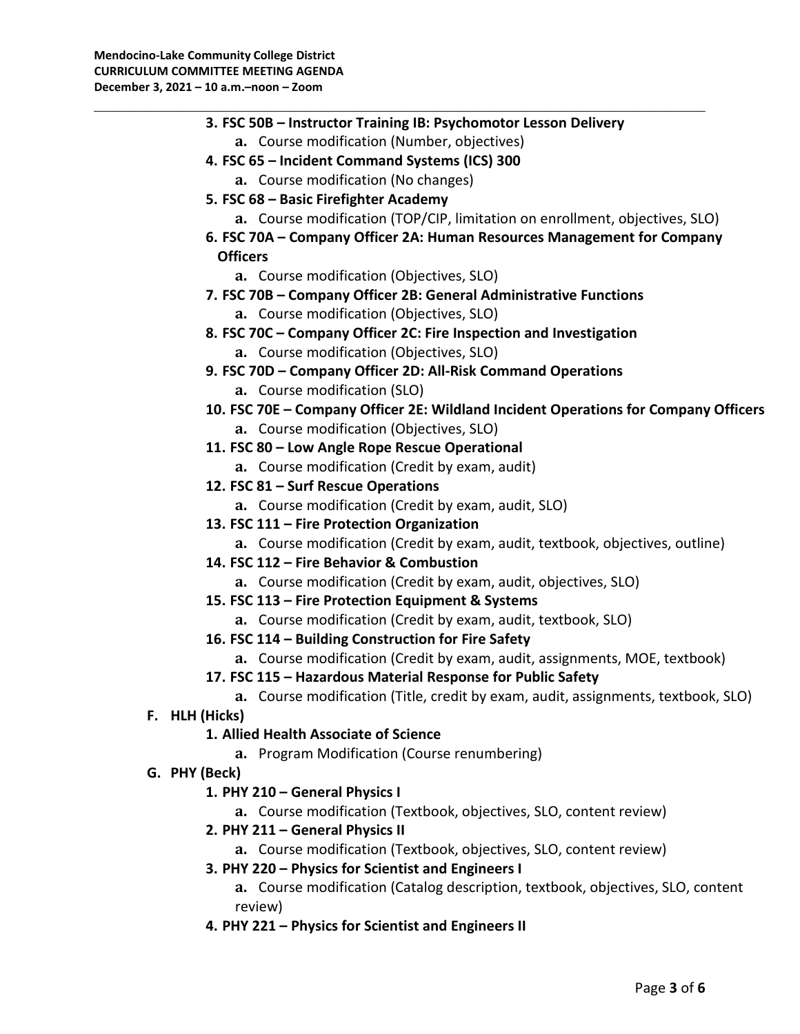3. **FSC 50B – Instructor Training IB: Psychomotor Lesson Delivery**
    a. Course modification (Number, objectives)
4. **FSC 65 – Incident Command Systems (ICS) 300**
    a. Course modification (No changes)
5. **FSC 68 – Basic Firefighter Academy**
    a. Course modification (TOP/CIP, limitation on enrollment, objectives, SLO)
6. **FSC 70A – Company Officer 2A: Human Resources Management for Company Officers**
    a. Course modification (Objectives, SLO)
7. **FSC 70B – Company Officer 2B: General Administrative Functions**
    a. Course modification (Objectives, SLO)
8. **FSC 70C – Company Officer 2C: Fire Inspection and Investigation**
    a. Course modification (Objectives, SLO)
9. **FSC 70D – Company Officer 2D: All-Risk Command Operations**
    a. Course modification (SLO)
10. **FSC 70E – Company Officer 2E: Wildland Incident Operations for Company Officers**
    a. Course modification (Objectives, SLO)
11. **FSC 80 – Low Angle Rope Rescue Operational**
    a. Course modification (Credit by exam, audit)
12. **FSC 81 – Surf Rescue Operations**
    a. Course modification (Credit by exam, audit, SLO)
13. **FSC 111 – Fire Protection Organization**
    a. Course modification (Credit by exam, audit, textbook, objectives, outline)
14. **FSC 112 – Fire Behavior & Combustion**
    a. Course modification (Credit by exam, audit, objectives, SLO)
15. **FSC 113 – Fire Protection Equipment & Systems**
    a. Course modification (Credit by exam, audit, textbook, SLO)
16. **FSC 114 – Building Construction for Fire Safety**
    a. Course modification (Credit by exam, audit, assignments, MOE, textbook)
17. **FSC 115 – Hazardous Material Response for Public Safety**
    a. Course modification (Title, credit by exam, audit, assignments, textbook, SLO)

**F. HLH (Hicks)**

1. **Allied Health Associate of Science**
    a. Program Modification (Course renumbering)

**G. PHY (Beck)**

1. **PHY 210 – General Physics I**
    a. Course modification (Textbook, objectives, SLO, content review)
2. **PHY 211 – General Physics II**
    a. Course modification (Textbook, objectives, SLO, content review)
3. **PHY 220 – Physics for Scientist and Engineers I**
    a. Course modification (Catalog description, textbook, objectives, SLO, content review)
4. **PHY 221 – Physics for Scientist and Engineers II**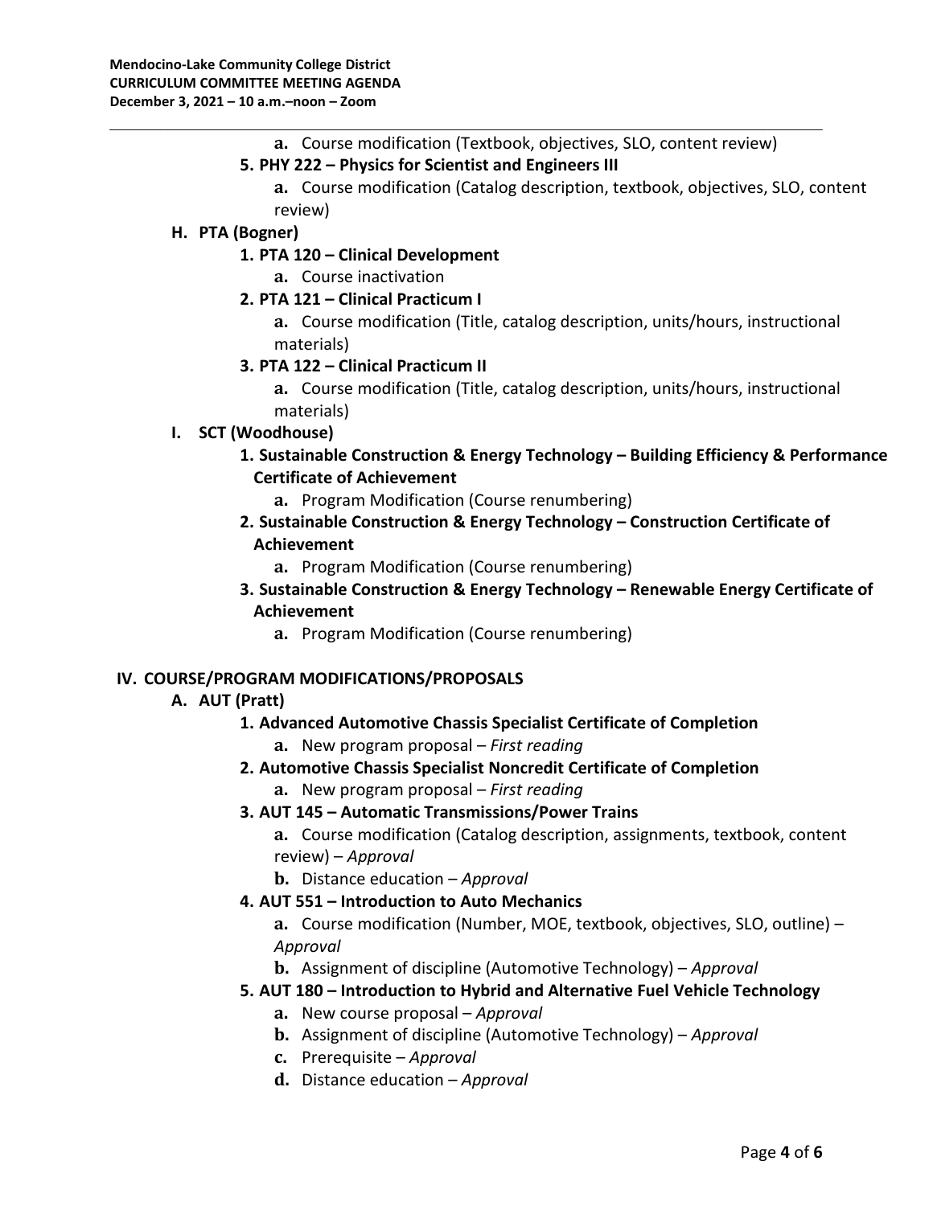- a. Course modification (Textbook, objectives, SLO, content review)

5. **PHY 222 – Physics for Scientist and Engineers III**
   - a. Course modification (Catalog description, textbook, objectives, SLO, content review)

### H. PTA (Bogner)

1. **PTA 120 – Clinical Development**
   - a. Course inactivation
2. **PTA 121 – Clinical Practicum I**
   - a. Course modification (Title, catalog description, units/hours, instructional materials)
3. **PTA 122 – Clinical Practicum II**
   - a. Course modification (Title, catalog description, units/hours, instructional materials)

### I. SCT (Woodhouse)

1. **Sustainable Construction & Energy Technology – Building Efficiency & Performance Certificate of Achievement**
   - a. Program Modification (Course renumbering)
2. **Sustainable Construction & Energy Technology – Construction Certificate of Achievement**
   - a. Program Modification (Course renumbering)
3. **Sustainable Construction & Energy Technology – Renewable Energy Certificate of Achievement**
   - a. Program Modification (Course renumbering)

## IV. COURSE/PROGRAM MODIFICATIONS/PROPOSALS

### A. AUT (Pratt)

1. **Advanced Automotive Chassis Specialist Certificate of Completion**
   - a. New program proposal – *First reading*
2. **Automotive Chassis Specialist Noncredit Certificate of Completion**
   - a. New program proposal – *First reading*
3. **AUT 145 – Automatic Transmissions/Power Trains**
   - a. Course modification (Catalog description, assignments, textbook, content review) – *Approval*
   - b. Distance education – *Approval*
4. **AUT 551 – Introduction to Auto Mechanics**
   - a. Course modification (Number, MOE, textbook, objectives, SLO, outline) – *Approval*
   - b. Assignment of discipline (Automotive Technology) – *Approval*
5. **AUT 180 – Introduction to Hybrid and Alternative Fuel Vehicle Technology**
   - a. New course proposal – *Approval*
   - b. Assignment of discipline (Automotive Technology) – *Approval*
   - c. Prerequisite – *Approval*
   - d. Distance education – *Approval*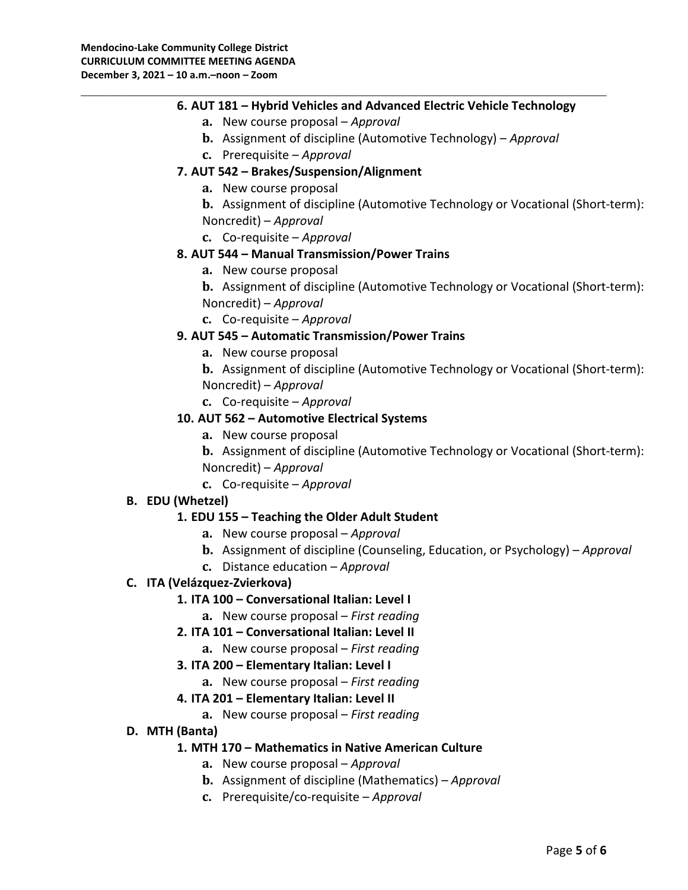6. **AUT 181 – Hybrid Vehicles and Advanced Electric Vehicle Technology**
    - **a.** New course proposal – *Approval*
    - **b.** Assignment of discipline (Automotive Technology) – *Approval*
    - **c.** Prerequisite – *Approval*
7. **AUT 542 – Brakes/Suspension/Alignment**
    - **a.** New course proposal
    - **b.** Assignment of discipline (Automotive Technology or Vocational (Short-term): Noncredit) – *Approval*
    - **c.** Co-requisite – *Approval*
8. **AUT 544 – Manual Transmission/Power Trains**
    - **a.** New course proposal
    - **b.** Assignment of discipline (Automotive Technology or Vocational (Short-term): Noncredit) – *Approval*
    - **c.** Co-requisite – *Approval*
9. **AUT 545 – Automatic Transmission/Power Trains**
    - **a.** New course proposal
    - **b.** Assignment of discipline (Automotive Technology or Vocational (Short-term): Noncredit) – *Approval*
    - **c.** Co-requisite – *Approval*
10. **AUT 562 – Automotive Electrical Systems**
    - **a.** New course proposal
    - **b.** Assignment of discipline (Automotive Technology or Vocational (Short-term): Noncredit) – *Approval*
    - **c.** Co-requisite – *Approval*

**B. EDU (Whetzel)**

1. **EDU 155 – Teaching the Older Adult Student**
    - **a.** New course proposal – *Approval*
    - **b.** Assignment of discipline (Counseling, Education, or Psychology) – *Approval*
    - **c.** Distance education – *Approval*

**C. ITA (Velázquez-Zvierkova)**

1. **ITA 100 – Conversational Italian: Level I**
    - **a.** New course proposal – *First reading*
2. **ITA 101 – Conversational Italian: Level II**
    - **a.** New course proposal – *First reading*
3. **ITA 200 – Elementary Italian: Level I**
    - **a.** New course proposal – *First reading*
4. **ITA 201 – Elementary Italian: Level II**
    - **a.** New course proposal – *First reading*

**D. MTH (Banta)**

1. **MTH 170 – Mathematics in Native American Culture**
    - **a.** New course proposal – *Approval*
    - **b.** Assignment of discipline (Mathematics) – *Approval*
    - **c.** Prerequisite/co-requisite – *Approval*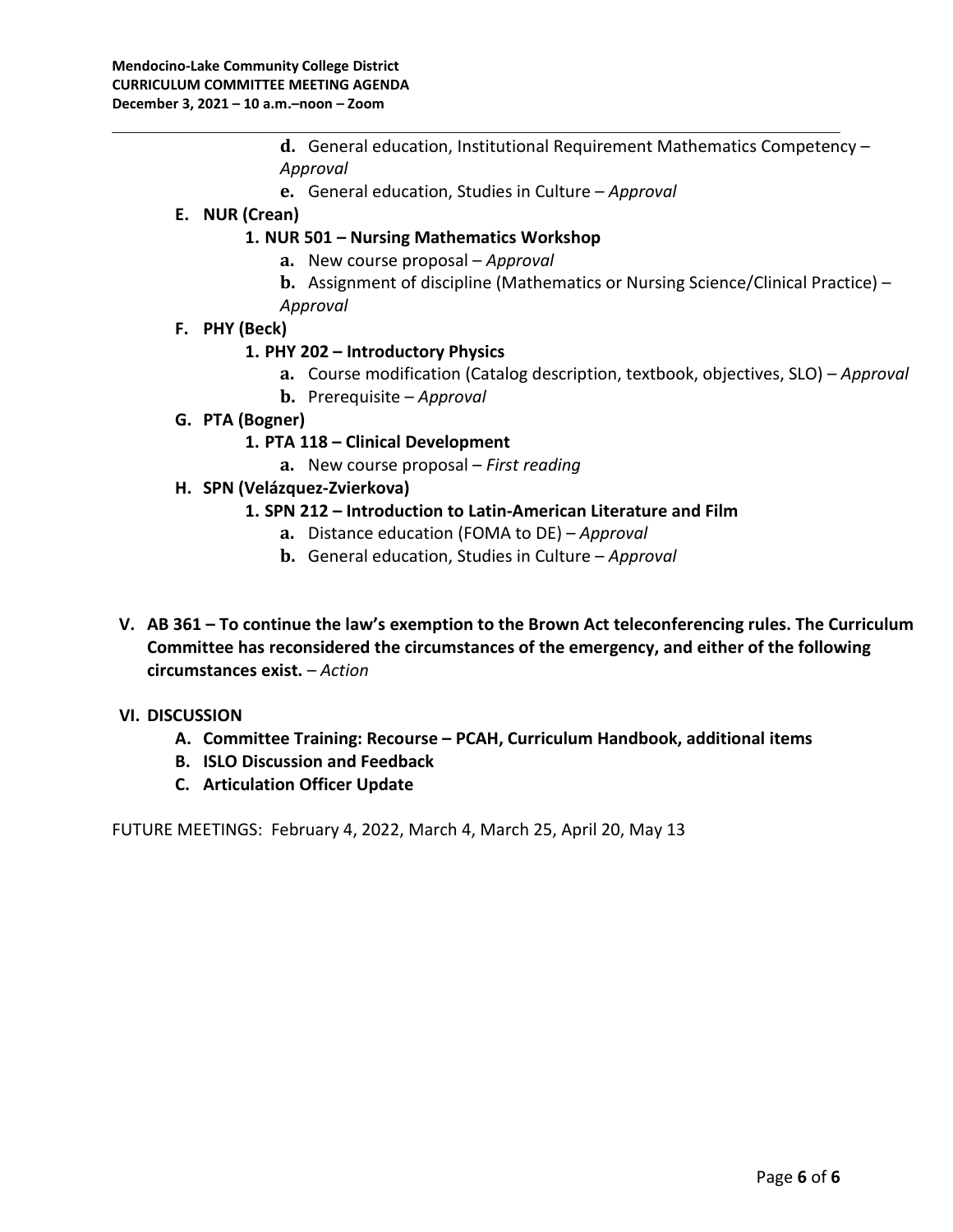- **d.** General education, Institutional Requirement Mathematics Competency – *Approval*
- **e.** General education, Studies in Culture – *Approval*

**E. NUR (Crean)**

**1. NUR 501 – Nursing Mathematics Workshop**

- **a.** New course proposal – *Approval*
- **b.** Assignment of discipline (Mathematics or Nursing Science/Clinical Practice) – *Approval*

**F. PHY (Beck)**

**1. PHY 202 – Introductory Physics**

- **a.** Course modification (Catalog description, textbook, objectives, SLO) – *Approval*
- **b.** Prerequisite – *Approval*

**G. PTA (Bogner)**

**1. PTA 118 – Clinical Development**

- **a.** New course proposal – *First reading*

**H. SPN (Velázquez-Zvierkova)**

**1. SPN 212 – Introduction to Latin-American Literature and Film**

- **a.** Distance education (FOMA to DE) – *Approval*
- **b.** General education, Studies in Culture – *Approval*

**V. AB 361 – To continue the law's exemption to the Brown Act teleconferencing rules. The Curriculum Committee has reconsidered the circumstances of the emergency, and either of the following circumstances exist.** – *Action*

**VI. DISCUSSION**

**A. Committee Training: Recourse – PCAH, Curriculum Handbook, additional items**

**B. ISLO Discussion and Feedback**

**C. Articulation Officer Update**

FUTURE MEETINGS: February 4, 2022, March 4, March 25, April 20, May 13